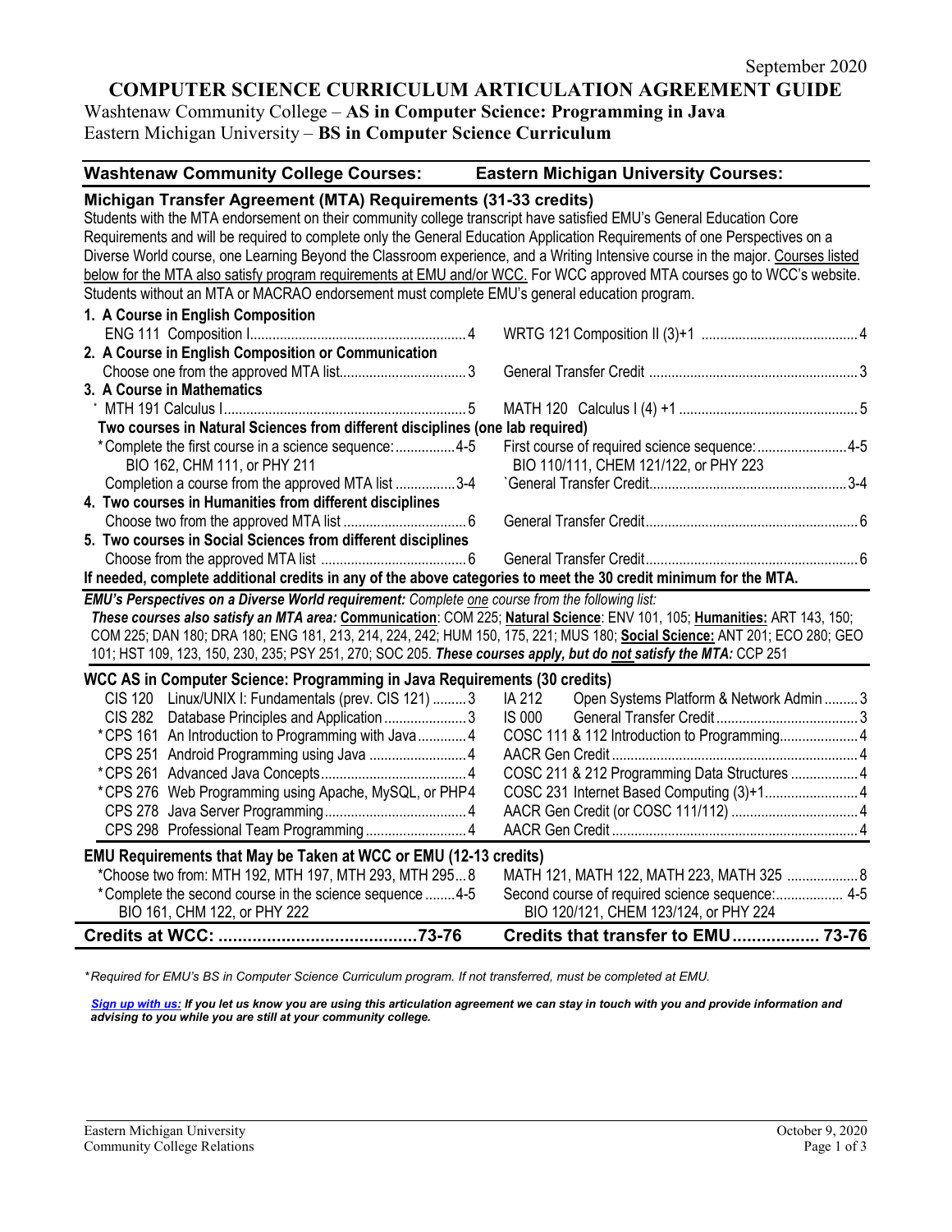September 2020

# COMPUTER SCIENCE CURRICULUM ARTICULATION AGREEMENT GUIDE

Washtenaw Community College – **AS in Computer Science: Programming in Java**
Eastern Michigan University – **BS in Computer Science Curriculum**

| Washtenaw Community College Courses: | | Eastern Michigan University Courses: | |
|---|---|---|---|
| **Michigan Transfer Agreement (MTA) Requirements (31-33 credits)** | | | |

Students with the MTA endorsement on their community college transcript have satisfied EMU's General Education Core Requirements and will be required to complete only the General Education Application Requirements of one Perspectives on a Diverse World course, one Learning Beyond the Classroom experience, and a Writing Intensive course in the major. Courses listed below for the MTA also satisfy program requirements at EMU and/or WCC. For WCC approved MTA courses go to WCC's website. Students without an MTA or MACRAO endorsement must complete EMU's general education program.

| Washtenaw Community College Courses | Credits | Eastern Michigan University Courses | Credits |
|---|---|---|---|
| **1. A Course in English Composition** | | | |
| ENG 111 Composition I | 4 | WRTG 121 Composition II (3)+1 | 4 |
| **2. A Course in English Composition or Communication** | | | |
| Choose one from the approved MTA list | 3 | General Transfer Credit | 3 |
| **3. A Course in Mathematics** | | | |
| * MTH 191 Calculus I | 5 | MATH 120 Calculus I (4) +1 | 5 |
| **Two courses in Natural Sciences from different disciplines (one lab required)** | | | |
| *Complete the first course in a science sequence: BIO 162, CHM 111, or PHY 211 | 4-5 | First course of required science sequence: BIO 110/111, CHEM 121/122, or PHY 223 | 4-5 |
| Completion a course from the approved MTA list | 3-4 | `General Transfer Credit | 3-4 |
| **4. Two courses in Humanities from different disciplines** | | | |
| Choose two from the approved MTA list | 6 | General Transfer Credit | 6 |
| **5. Two courses in Social Sciences from different disciplines** | | | |
| Choose from the approved MTA list | 6 | General Transfer Credit | 6 |

**If needed, complete additional credits in any of the above categories to meet the 30 credit minimum for the MTA.**

***EMU's Perspectives on a Diverse World requirement:*** *Complete one course from the following list:*
***These courses also satisfy an MTA area:*** **Communication**: COM 225; **Natural Science**: ENV 101, 105; **Humanities:** ART 143, 150; COM 225; DAN 180; DRA 180; ENG 181, 213, 214, 224, 242; HUM 150, 175, 221; MUS 180; **Social Science:** ANT 201; ECO 280; GEO 101; HST 109, 123, 150, 230, 235; PSY 251, 270; SOC 205. ***These courses apply, but do not satisfy the MTA:*** CCP 251

| Washtenaw Community College Courses | Credits | Eastern Michigan University Courses | Credits |
|---|---|---|---|
| **WCC AS in Computer Science: Programming in Java Requirements (30 credits)** | | | |
| CIS 120 Linux/UNIX I: Fundamentals (prev. CIS 121) | 3 | IA 212 Open Systems Platform & Network Admin | 3 |
| CIS 282 Database Principles and Application | 3 | IS 000 General Transfer Credit | 3 |
| *CPS 161 An Introduction to Programming with Java | 4 | COSC 111 & 112 Introduction to Programming | 4 |
| CPS 251 Android Programming using Java | 4 | AACR Gen Credit | 4 |
| *CPS 261 Advanced Java Concepts | 4 | COSC 211 & 212 Programming Data Structures | 4 |
| *CPS 276 Web Programming using Apache, MySQL, or PHP | 4 | COSC 231 Internet Based Computing (3)+1 | 4 |
| CPS 278 Java Server Programming | 4 | AACR Gen Credit (or COSC 111/112) | 4 |
| CPS 298 Professional Team Programming | 4 | AACR Gen Credit | 4 |
| **EMU Requirements that May be Taken at WCC or EMU (12-13 credits)** | | | |
| *Choose two from: MTH 192, MTH 197, MTH 293, MTH 295 | 8 | MATH 121, MATH 122, MATH 223, MATH 325 | 8 |
| *Complete the second course in the science sequence BIO 161, CHM 122, or PHY 222 | 4-5 | Second course of required science sequence: BIO 120/121, CHEM 123/124, or PHY 224 | 4-5 |
| **Credits at WCC:** | **73-76** | **Credits that transfer to EMU** | **73-76** |

*\*Required for EMU's BS in Computer Science Curriculum program. If not transferred, must be completed at EMU.*

***Sign up with us:** If you let us know you are using this articulation agreement we can stay in touch with you and provide information and advising to you while you are still at your community college.*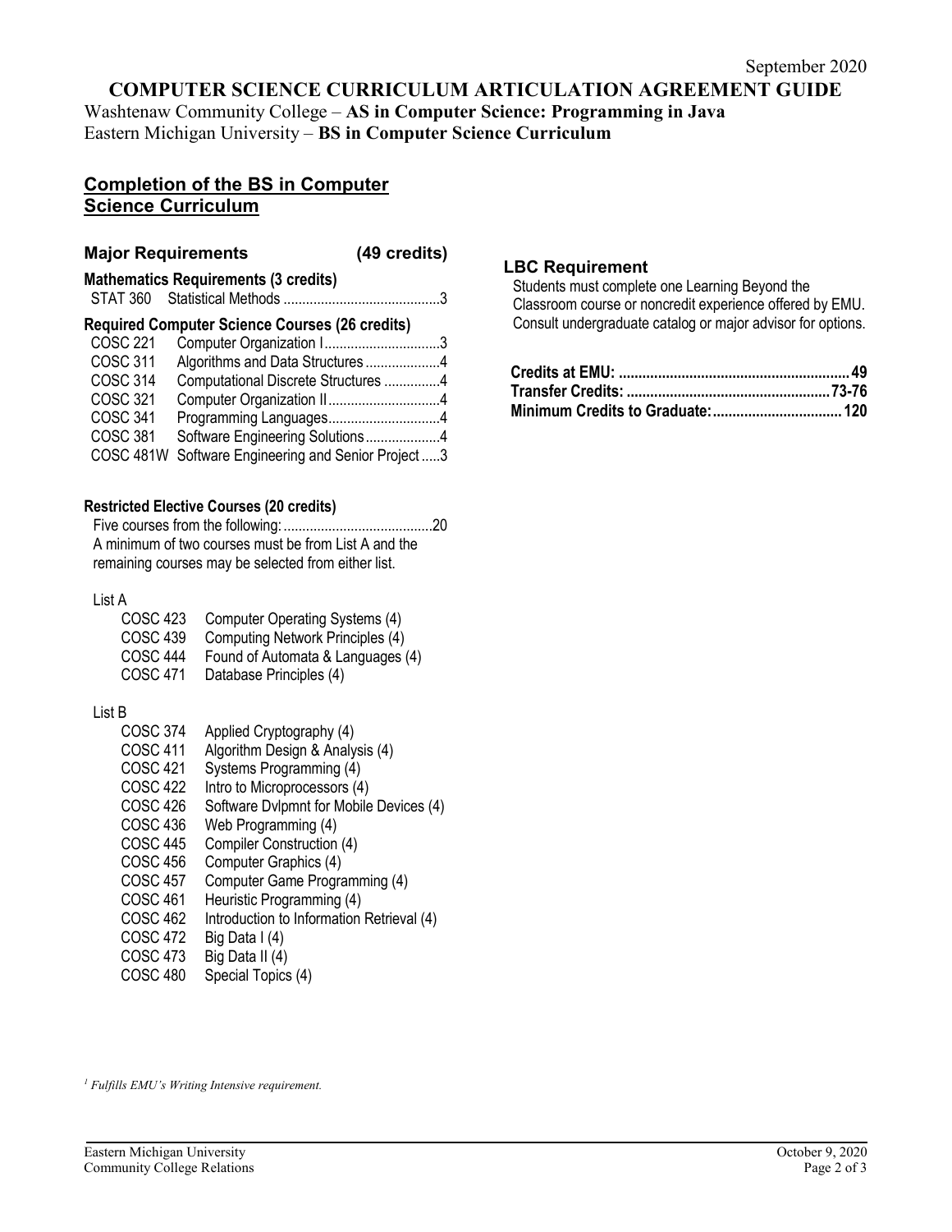September 2020

# COMPUTER SCIENCE CURRICULUM ARTICULATION AGREEMENT GUIDE

Washtenaw Community College – **AS in Computer Science: Programming in Java**
Eastern Michigan University – **BS in Computer Science Curriculum**

## Completion of the BS in Computer Science Curriculum

### Major Requirements (49 credits)

**Mathematics Requirements (3 credits)**

STAT 360 Statistical Methods ..........................................3

**Required Computer Science Courses (26 credits)**

COSC 221 Computer Organization I...............................3
COSC 311 Algorithms and Data Structures....................4
COSC 314 Computational Discrete Structures ...............4
COSC 321 Computer Organization II..............................4
COSC 341 Programming Languages..............................4
COSC 381 Software Engineering Solutions....................4
COSC 481W Software Engineering and Senior Project.....3

**Restricted Elective Courses (20 credits)**

Five courses from the following: ........................................20
A minimum of two courses must be from List A and the remaining courses may be selected from either list.

List A

COSC 423 Computer Operating Systems (4)
COSC 439 Computing Network Principles (4)
COSC 444 Found of Automata & Languages (4)
COSC 471 Database Principles (4)

List B

COSC 374 Applied Cryptography (4)
COSC 411 Algorithm Design & Analysis (4)
COSC 421 Systems Programming (4)
COSC 422 Intro to Microprocessors (4)
COSC 426 Software Dvlpmnt for Mobile Devices (4)
COSC 436 Web Programming (4)
COSC 445 Compiler Construction (4)
COSC 456 Computer Graphics (4)
COSC 457 Computer Game Programming (4)
COSC 461 Heuristic Programming (4)
COSC 462 Introduction to Information Retrieval (4)
COSC 472 Big Data I (4)
COSC 473 Big Data II (4)
COSC 480 Special Topics (4)

### LBC Requirement

Students must complete one Learning Beyond the Classroom course or noncredit experience offered by EMU. Consult undergraduate catalog or major advisor for options.

**Credits at EMU: ............................................................49**
**Transfer Credits: ......................................................73-76**
**Minimum Credits to Graduate:.................................120**

*[1] Fulfills EMU's Writing Intensive requirement.*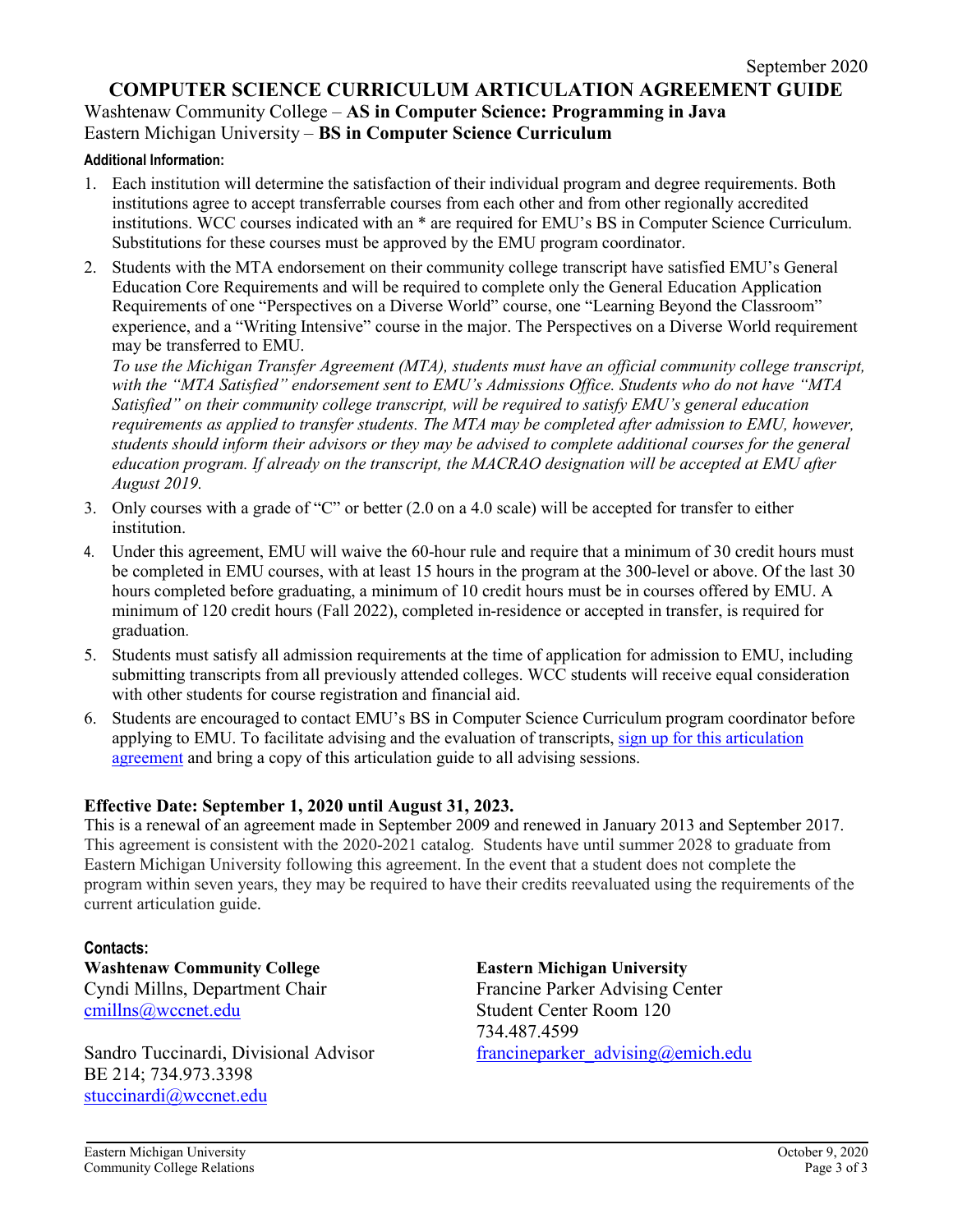September 2020

# COMPUTER SCIENCE CURRICULUM ARTICULATION AGREEMENT GUIDE

Washtenaw Community College – **AS in Computer Science: Programming in Java**
Eastern Michigan University – **BS in Computer Science Curriculum**

**Additional Information:**

1. Each institution will determine the satisfaction of their individual program and degree requirements. Both institutions agree to accept transferrable courses from each other and from other regionally accredited institutions. WCC courses indicated with an * are required for EMU's BS in Computer Science Curriculum. Substitutions for these courses must be approved by the EMU program coordinator.
2. Students with the MTA endorsement on their community college transcript have satisfied EMU's General Education Core Requirements and will be required to complete only the General Education Application Requirements of one "Perspectives on a Diverse World" course, one "Learning Beyond the Classroom" experience, and a "Writing Intensive" course in the major. The Perspectives on a Diverse World requirement may be transferred to EMU.
   *To use the Michigan Transfer Agreement (MTA), students must have an official community college transcript, with the "MTA Satisfied" endorsement sent to EMU's Admissions Office. Students who do not have "MTA Satisfied" on their community college transcript, will be required to satisfy EMU's general education requirements as applied to transfer students. The MTA may be completed after admission to EMU, however, students should inform their advisors or they may be advised to complete additional courses for the general education program. If already on the transcript, the MACRAO designation will be accepted at EMU after August 2019.*
3. Only courses with a grade of "C" or better (2.0 on a 4.0 scale) will be accepted for transfer to either institution.
4. Under this agreement, EMU will waive the 60-hour rule and require that a minimum of 30 credit hours must be completed in EMU courses, with at least 15 hours in the program at the 300-level or above. Of the last 30 hours completed before graduating, a minimum of 10 credit hours must be in courses offered by EMU. A minimum of 120 credit hours (Fall 2022), completed in-residence or accepted in transfer, is required for graduation.
5. Students must satisfy all admission requirements at the time of application for admission to EMU, including submitting transcripts from all previously attended colleges. WCC students will receive equal consideration with other students for course registration and financial aid.
6. Students are encouraged to contact EMU's BS in Computer Science Curriculum program coordinator before applying to EMU. To facilitate advising and the evaluation of transcripts, sign up for this articulation agreement and bring a copy of this articulation guide to all advising sessions.

**Effective Date: September 1, 2020 until August 31, 2023.**

This is a renewal of an agreement made in September 2009 and renewed in January 2013 and September 2017. This agreement is consistent with the 2020-2021 catalog. Students have until summer 2028 to graduate from Eastern Michigan University following this agreement. In the event that a student does not complete the program within seven years, they may be required to have their credits reevaluated using the requirements of the current articulation guide.

**Contacts:**

**Washtenaw Community College**
Cyndi Millns, Department Chair
cmillns@wccnet.edu

Sandro Tuccinardi, Divisional Advisor
BE 214; 734.973.3398
stuccinardi@wccnet.edu

**Eastern Michigan University**
Francine Parker Advising Center
Student Center Room 120
734.487.4599
francineparker_advising@emich.edu